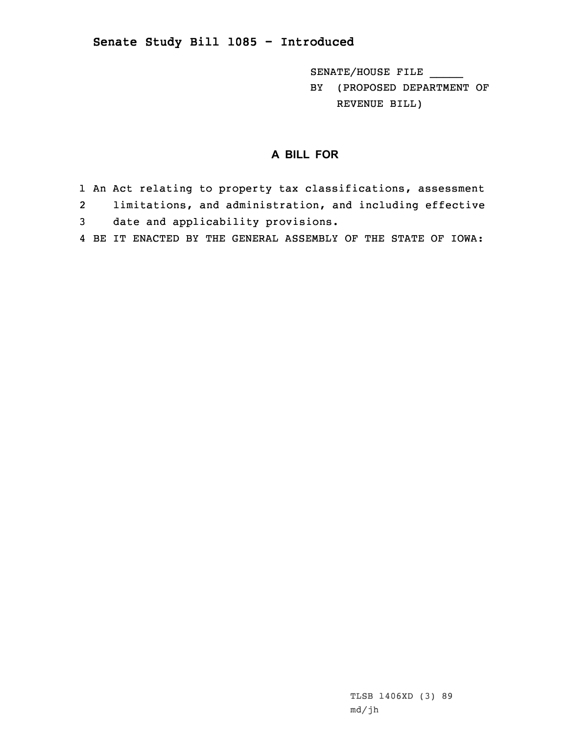# Senate Study Bill 1085 - Introduced

SENATE/HOUSE FILE _____

BY (PROPOSED DEPARTMENT OF REVENUE BILL)

## A BILL FOR

1 An Act relating to property tax classifications, assessment
2 limitations, and administration, and including effective
3 date and applicability provisions.
4 BE IT ENACTED BY THE GENERAL ASSEMBLY OF THE STATE OF IOWA:

TLSB 1406XD (3) 89
md/jh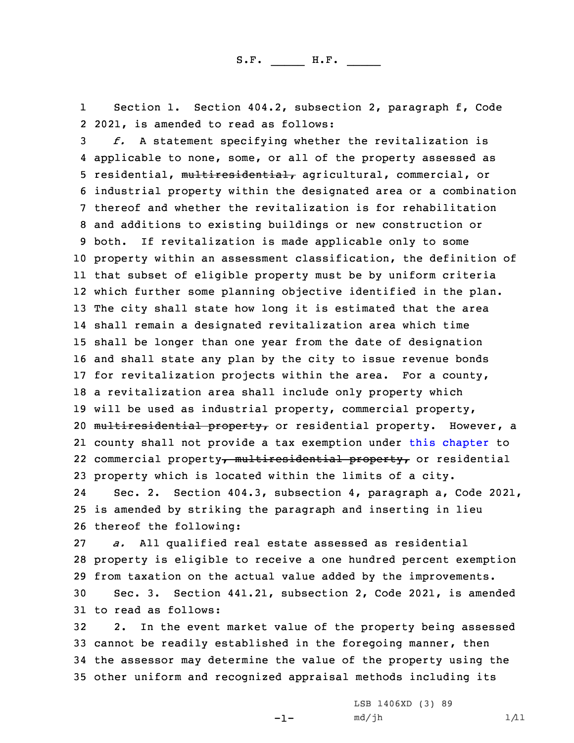Section 1. Section 404.2, subsection 2, paragraph f, Code 2021, is amended to read as follows:

*f.* A statement specifying whether the revitalization is applicable to none, some, or all of the property assessed as residential, ~~multiresidential,~~ agricultural, commercial, or industrial property within the designated area or a combination thereof and whether the revitalization is for rehabilitation and additions to existing buildings or new construction or both. If revitalization is made applicable only to some property within an assessment classification, the definition of that subset of eligible property must be by uniform criteria which further some planning objective identified in the plan. The city shall state how long it is estimated that the area shall remain a designated revitalization area which time shall be longer than one year from the date of designation and shall state any plan by the city to issue revenue bonds for revitalization projects within the area. For a county, a revitalization area shall include only property which will be used as industrial property, commercial property, ~~multiresidential property,~~ or residential property. However, a county shall not provide a tax exemption under this chapter to commercial property~~, multiresidential property,~~ or residential property which is located within the limits of a city.

Sec. 2. Section 404.3, subsection 4, paragraph a, Code 2021, is amended by striking the paragraph and inserting in lieu thereof the following:

*a.* All qualified real estate assessed as residential property is eligible to receive a one hundred percent exemption from taxation on the actual value added by the improvements.

Sec. 3. Section 441.21, subsection 2, Code 2021, is amended to read as follows:

2. In the event market value of the property being assessed cannot be readily established in the foregoing manner, then the assessor may determine the value of the property using the other uniform and recognized appraisal methods including its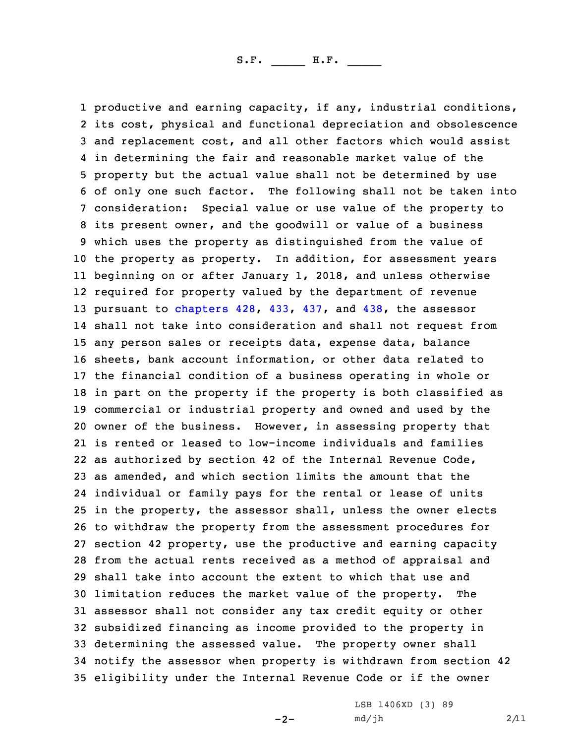productive and earning capacity, if any, industrial conditions, its cost, physical and functional depreciation and obsolescence and replacement cost, and all other factors which would assist in determining the fair and reasonable market value of the property but the actual value shall not be determined by use of only one such factor. The following shall not be taken into consideration: Special value or use value of the property to its present owner, and the goodwill or value of a business which uses the property as distinguished from the value of the property as property. In addition, for assessment years beginning on or after January 1, 2018, and unless otherwise required for property valued by the department of revenue pursuant to chapters 428, 433, 437, and 438, the assessor shall not take into consideration and shall not request from any person sales or receipts data, expense data, balance sheets, bank account information, or other data related to the financial condition of a business operating in whole or in part on the property if the property is both classified as commercial or industrial property and owned and used by the owner of the business. However, in assessing property that is rented or leased to low-income individuals and families as authorized by section 42 of the Internal Revenue Code, as amended, and which section limits the amount that the individual or family pays for the rental or lease of units in the property, the assessor shall, unless the owner elects to withdraw the property from the assessment procedures for section 42 property, use the productive and earning capacity from the actual rents received as a method of appraisal and shall take into account the extent to which that use and limitation reduces the market value of the property. The assessor shall not consider any tax credit equity or other subsidized financing as income provided to the property in determining the assessed value. The property owner shall notify the assessor when property is withdrawn from section 42 eligibility under the Internal Revenue Code or if the owner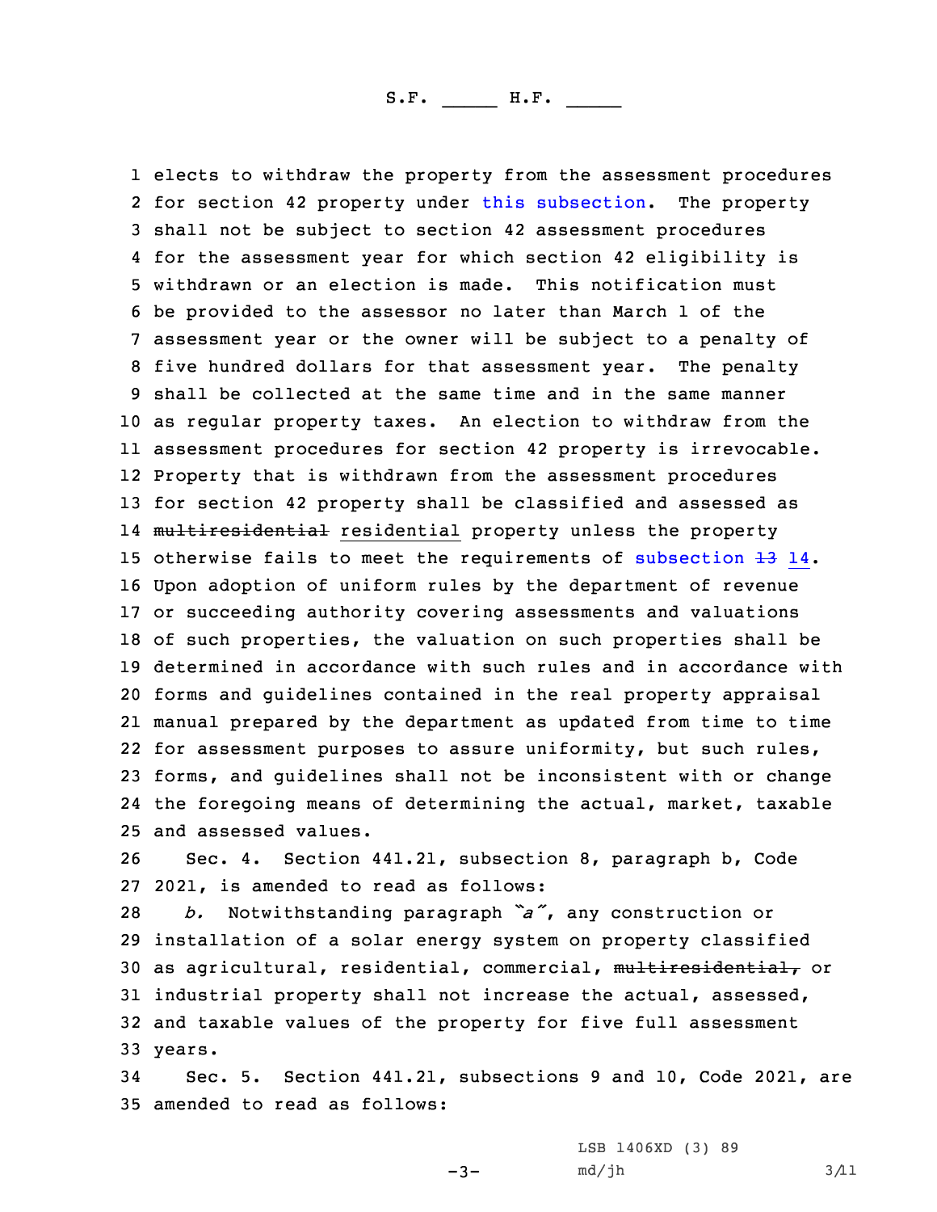elects to withdraw the property from the assessment procedures for section 42 property under this subsection. The property shall not be subject to section 42 assessment procedures for the assessment year for which section 42 eligibility is withdrawn or an election is made. This notification must be provided to the assessor no later than March 1 of the assessment year or the owner will be subject to a penalty of five hundred dollars for that assessment year. The penalty shall be collected at the same time and in the same manner as regular property taxes. An election to withdraw from the assessment procedures for section 42 property is irrevocable. Property that is withdrawn from the assessment procedures for section 42 property shall be classified and assessed as ~~multiresidential~~ residential property unless the property otherwise fails to meet the requirements of subsection ~~13~~ 14. Upon adoption of uniform rules by the department of revenue or succeeding authority covering assessments and valuations of such properties, the valuation on such properties shall be determined in accordance with such rules and in accordance with forms and guidelines contained in the real property appraisal manual prepared by the department as updated from time to time for assessment purposes to assure uniformity, but such rules, forms, and guidelines shall not be inconsistent with or change the foregoing means of determining the actual, market, taxable and assessed values.

Sec. 4. Section 441.21, subsection 8, paragraph b, Code 2021, is amended to read as follows:

*b.* Notwithstanding paragraph *"a"*, any construction or installation of a solar energy system on property classified as agricultural, residential, commercial, ~~multiresidential,~~ or industrial property shall not increase the actual, assessed, and taxable values of the property for five full assessment years.

Sec. 5. Section 441.21, subsections 9 and 10, Code 2021, are amended to read as follows: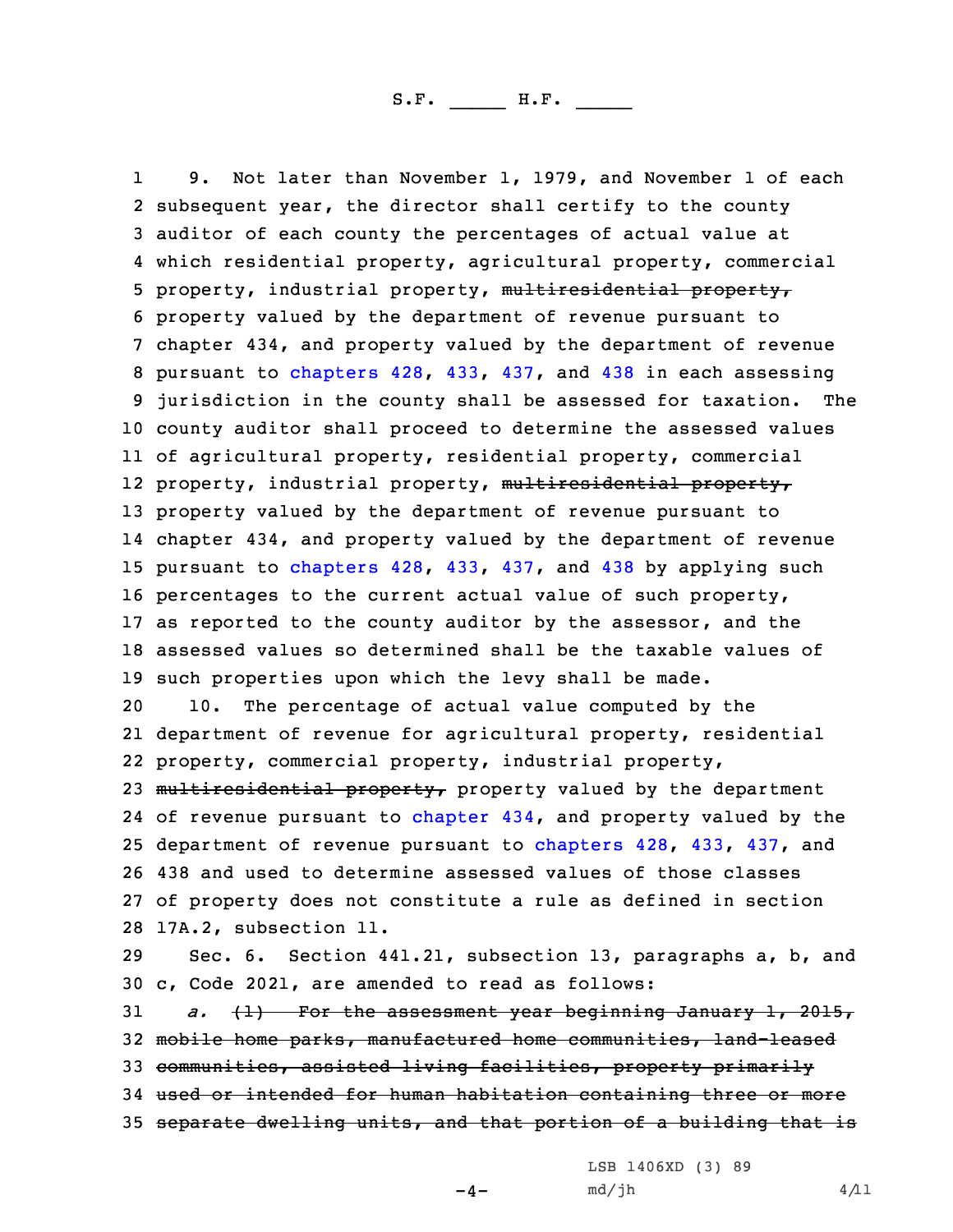9. Not later than November 1, 1979, and November 1 of each subsequent year, the director shall certify to the county auditor of each county the percentages of actual value at which residential property, agricultural property, commercial property, industrial property, ~~multiresidential property,~~ property valued by the department of revenue pursuant to chapter 434, and property valued by the department of revenue pursuant to chapters 428, 433, 437, and 438 in each assessing jurisdiction in the county shall be assessed for taxation. The county auditor shall proceed to determine the assessed values of agricultural property, residential property, commercial property, industrial property, ~~multiresidential property,~~ property valued by the department of revenue pursuant to chapter 434, and property valued by the department of revenue pursuant to chapters 428, 433, 437, and 438 by applying such percentages to the current actual value of such property, as reported to the county auditor by the assessor, and the assessed values so determined shall be the taxable values of such properties upon which the levy shall be made.

10. The percentage of actual value computed by the department of revenue for agricultural property, residential property, commercial property, industrial property, ~~multiresidential property,~~ property valued by the department of revenue pursuant to chapter 434, and property valued by the department of revenue pursuant to chapters 428, 433, 437, and 438 and used to determine assessed values of those classes of property does not constitute a rule as defined in section 17A.2, subsection 11.

Sec. 6. Section 441.21, subsection 13, paragraphs a, b, and c, Code 2021, are amended to read as follows:

*a.* ~~(1) For the assessment year beginning January 1, 2015, mobile home parks, manufactured home communities, land-leased communities, assisted living facilities, property primarily used or intended for human habitation containing three or more separate dwelling units, and that portion of a building that is~~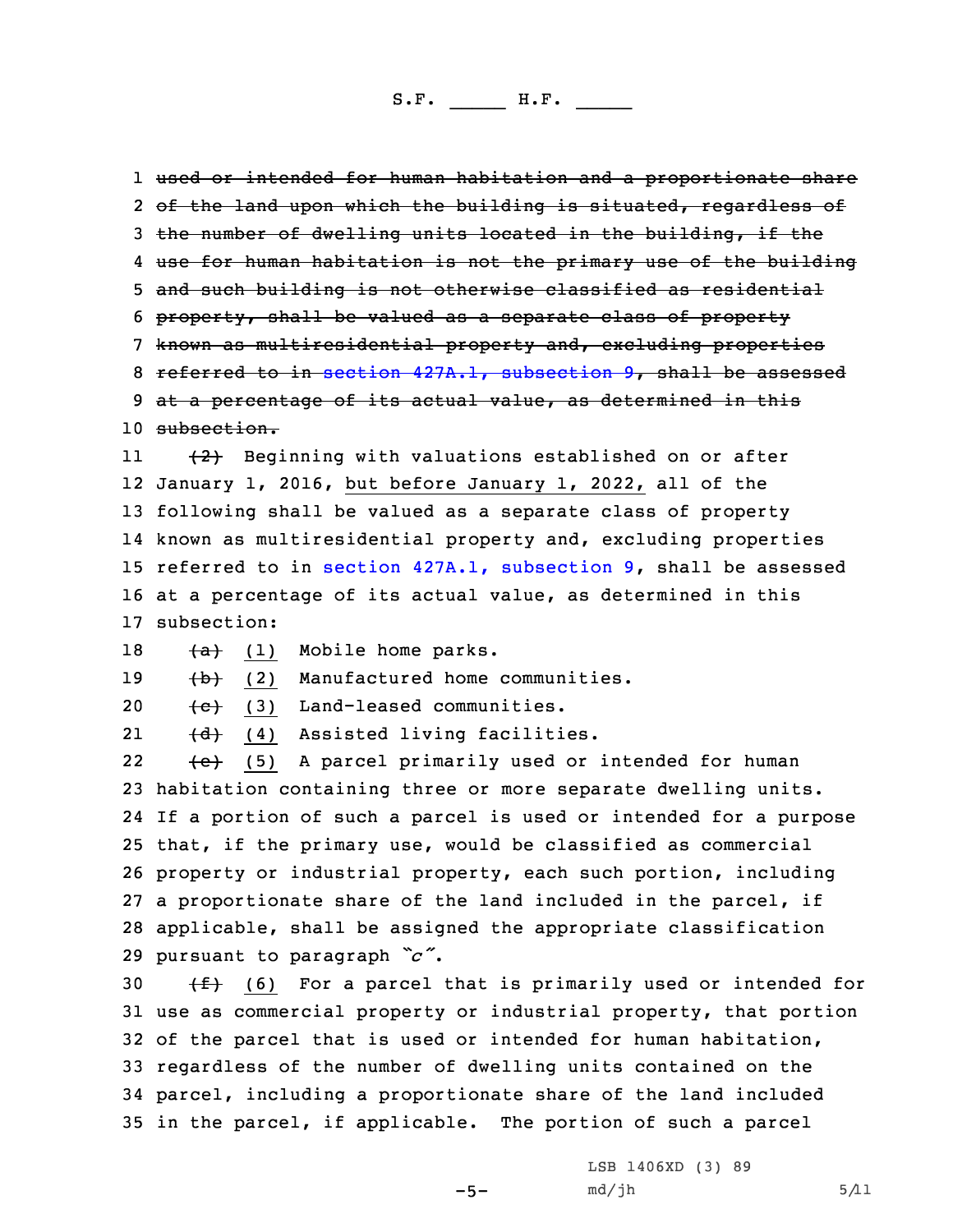1 ~~used or intended for human habitation and a proportionate share~~
2 ~~of the land upon which the building is situated, regardless of~~
3 ~~the number of dwelling units located in the building, if the~~
4 ~~use for human habitation is not the primary use of the building~~
5 ~~and such building is not otherwise classified as residential~~
6 ~~property, shall be valued as a separate class of property~~
7 ~~known as multiresidential property and, excluding properties~~
8 ~~referred to in section 427A.1, subsection 9, shall be assessed~~
9 ~~at a percentage of its actual value, as determined in this~~
10 ~~subsection.~~

11 ~~(2)~~ Beginning with valuations established on or after
12 January 1, 2016, <u>but before January 1, 2022,</u> all of the
13 following shall be valued as a separate class of property
14 known as multiresidential property and, excluding properties
15 referred to in section 427A.1, subsection 9, shall be assessed
16 at a percentage of its actual value, as determined in this
17 subsection:

18 ~~(a)~~ <u>(1)</u> Mobile home parks.

19 ~~(b)~~ <u>(2)</u> Manufactured home communities.

20 ~~(c)~~ <u>(3)</u> Land-leased communities.

21 ~~(d)~~ <u>(4)</u> Assisted living facilities.

22 ~~(e)~~ <u>(5)</u> A parcel primarily used or intended for human
23 habitation containing three or more separate dwelling units.
24 If a portion of such a parcel is used or intended for a purpose
25 that, if the primary use, would be classified as commercial
26 property or industrial property, each such portion, including
27 a proportionate share of the land included in the parcel, if
28 applicable, shall be assigned the appropriate classification
29 pursuant to paragraph *"c"*.

30 ~~(f)~~ <u>(6)</u> For a parcel that is primarily used or intended for
31 use as commercial property or industrial property, that portion
32 of the parcel that is used or intended for human habitation,
33 regardless of the number of dwelling units contained on the
34 parcel, including a proportionate share of the land included
35 in the parcel, if applicable. The portion of such a parcel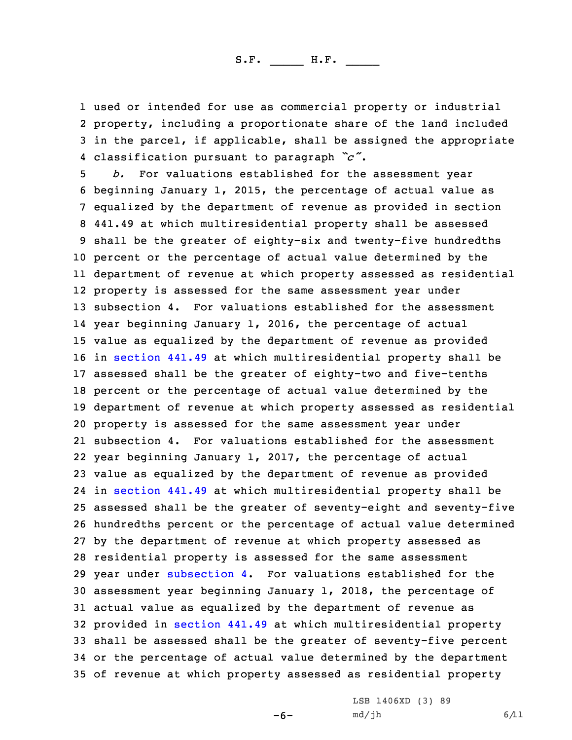used or intended for use as commercial property or industrial property, including a proportionate share of the land included in the parcel, if applicable, shall be assigned the appropriate classification pursuant to paragraph *"c"*.

*b.* For valuations established for the assessment year beginning January 1, 2015, the percentage of actual value as equalized by the department of revenue as provided in section 441.49 at which multiresidential property shall be assessed shall be the greater of eighty-six and twenty-five hundredths percent or the percentage of actual value determined by the department of revenue at which property assessed as residential property is assessed for the same assessment year under subsection 4. For valuations established for the assessment year beginning January 1, 2016, the percentage of actual value as equalized by the department of revenue as provided in section 441.49 at which multiresidential property shall be assessed shall be the greater of eighty-two and five-tenths percent or the percentage of actual value determined by the department of revenue at which property assessed as residential property is assessed for the same assessment year under subsection 4. For valuations established for the assessment year beginning January 1, 2017, the percentage of actual value as equalized by the department of revenue as provided in section 441.49 at which multiresidential property shall be assessed shall be the greater of seventy-eight and seventy-five hundredths percent or the percentage of actual value determined by the department of revenue at which property assessed as residential property is assessed for the same assessment year under subsection 4. For valuations established for the assessment year beginning January 1, 2018, the percentage of actual value as equalized by the department of revenue as provided in section 441.49 at which multiresidential property shall be assessed shall be the greater of seventy-five percent or the percentage of actual value determined by the department of revenue at which property assessed as residential property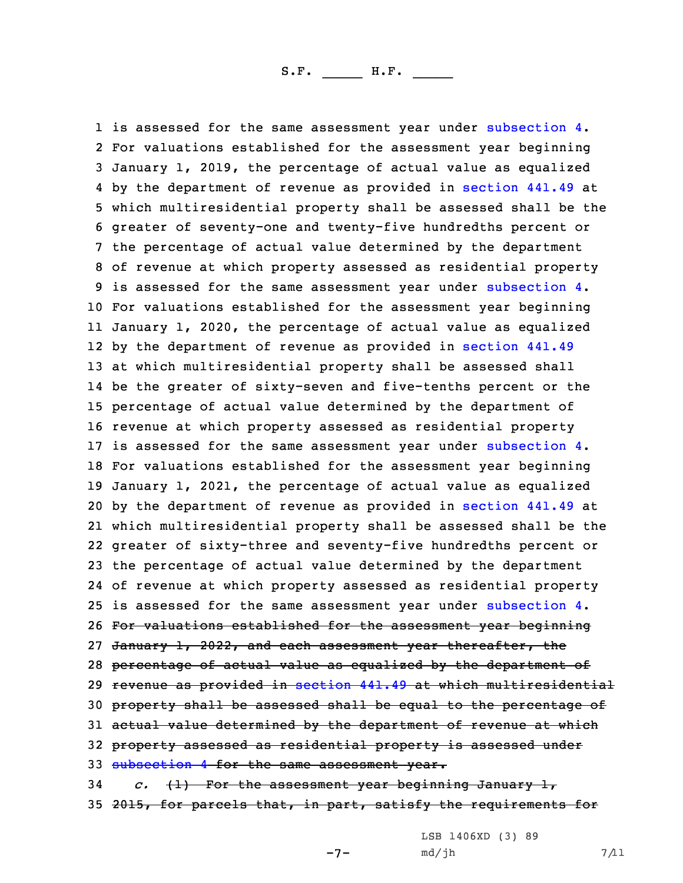is assessed for the same assessment year under subsection 4. For valuations established for the assessment year beginning January 1, 2019, the percentage of actual value as equalized by the department of revenue as provided in section 441.49 at which multiresidential property shall be assessed shall be the greater of seventy-one and twenty-five hundredths percent or the percentage of actual value determined by the department of revenue at which property assessed as residential property is assessed for the same assessment year under subsection 4. For valuations established for the assessment year beginning January 1, 2020, the percentage of actual value as equalized by the department of revenue as provided in section 441.49 at which multiresidential property shall be assessed shall be the greater of sixty-seven and five-tenths percent or the percentage of actual value determined by the department of revenue at which property assessed as residential property is assessed for the same assessment year under subsection 4. For valuations established for the assessment year beginning January 1, 2021, the percentage of actual value as equalized by the department of revenue as provided in section 441.49 at which multiresidential property shall be assessed shall be the greater of sixty-three and seventy-five hundredths percent or the percentage of actual value determined by the department of revenue at which property assessed as residential property is assessed for the same assessment year under subsection 4. ~~For valuations established for the assessment year beginning January 1, 2022, and each assessment year thereafter, the percentage of actual value as equalized by the department of revenue as provided in section 441.49 at which multiresidential property shall be assessed shall be equal to the percentage of actual value determined by the department of revenue at which property assessed as residential property is assessed under subsection 4 for the same assessment year.~~

*c.* ~~(1) For the assessment year beginning January 1, 2015, for parcels that, in part, satisfy the requirements for~~

LSB 1406XD (3) 89
md/jh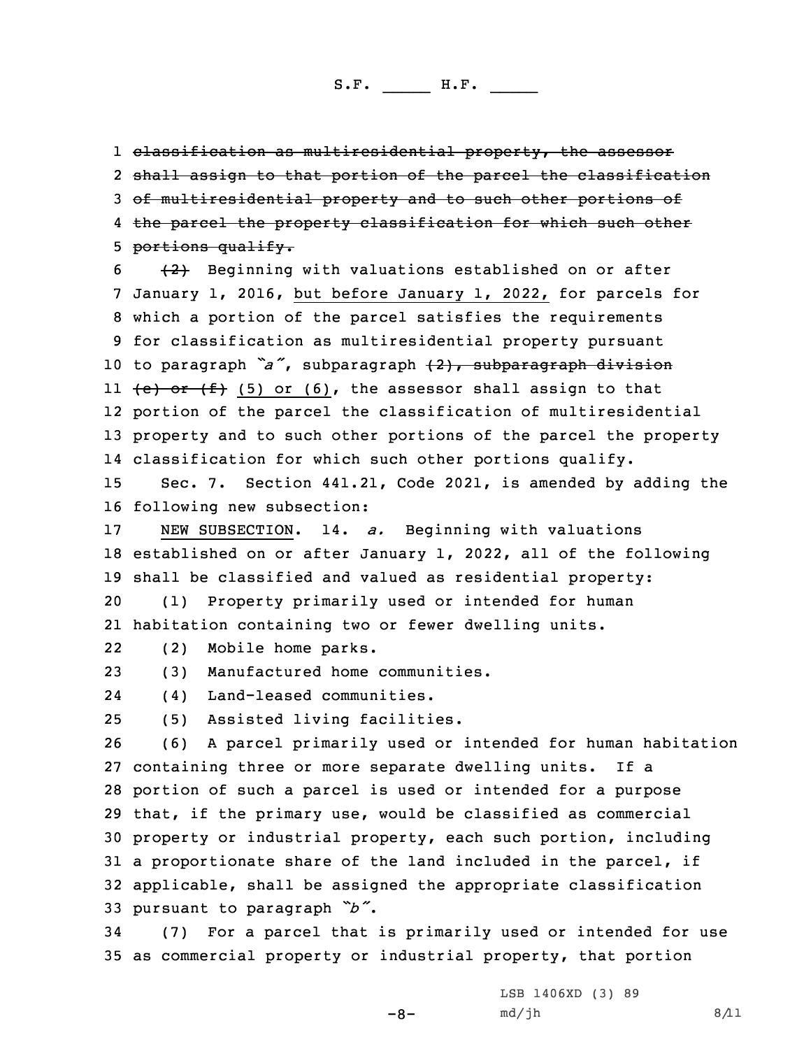~~classification as multiresidential property, the assessor shall assign to that portion of the parcel the classification of multiresidential property and to such other portions of the parcel the property classification for which such other portions qualify.~~

~~(2)~~ Beginning with valuations established on or after January 1, 2016, but before January 1, 2022, for parcels for which a portion of the parcel satisfies the requirements for classification as multiresidential property pursuant to paragraph *"a"*, subparagraph ~~(2), subparagraph division (e) or (f)~~ (5) or (6), the assessor shall assign to that portion of the parcel the classification of multiresidential property and to such other portions of the parcel the property classification for which such other portions qualify.

Sec. 7. Section 441.21, Code 2021, is amended by adding the following new subsection:

NEW SUBSECTION. 14. *a.* Beginning with valuations established on or after January 1, 2022, all of the following shall be classified and valued as residential property:

(1) Property primarily used or intended for human habitation containing two or fewer dwelling units.

(2) Mobile home parks.

(3) Manufactured home communities.

(4) Land-leased communities.

(5) Assisted living facilities.

(6) A parcel primarily used or intended for human habitation containing three or more separate dwelling units. If a portion of such a parcel is used or intended for a purpose that, if the primary use, would be classified as commercial property or industrial property, each such portion, including a proportionate share of the land included in the parcel, if applicable, shall be assigned the appropriate classification pursuant to paragraph *"b"*.

(7) For a parcel that is primarily used or intended for use as commercial property or industrial property, that portion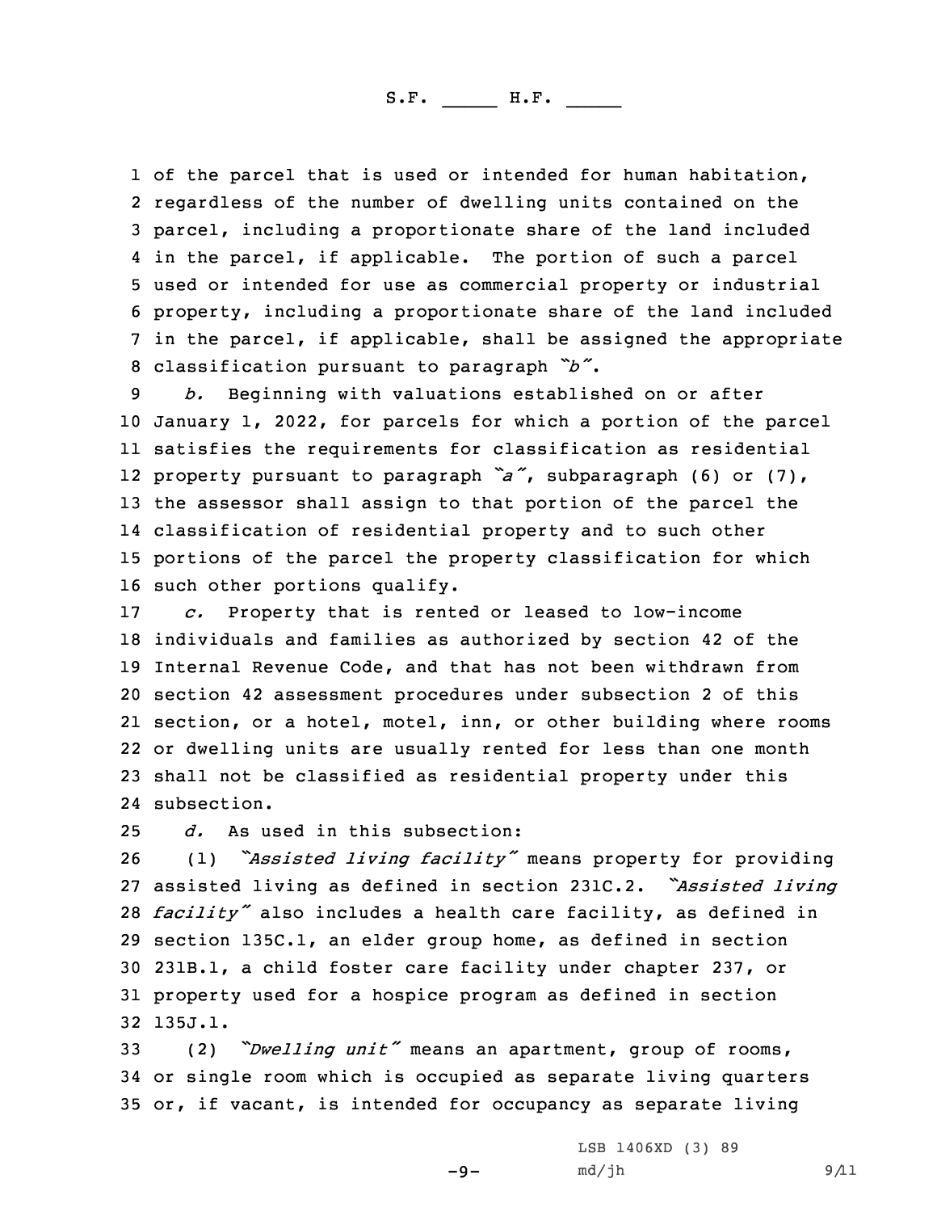of the parcel that is used or intended for human habitation, regardless of the number of dwelling units contained on the parcel, including a proportionate share of the land included in the parcel, if applicable. The portion of such a parcel used or intended for use as commercial property or industrial property, including a proportionate share of the land included in the parcel, if applicable, shall be assigned the appropriate classification pursuant to paragraph *"b"*.

*b.* Beginning with valuations established on or after January 1, 2022, for parcels for which a portion of the parcel satisfies the requirements for classification as residential property pursuant to paragraph *"a"*, subparagraph (6) or (7), the assessor shall assign to that portion of the parcel the classification of residential property and to such other portions of the parcel the property classification for which such other portions qualify.

*c.* Property that is rented or leased to low-income individuals and families as authorized by section 42 of the Internal Revenue Code, and that has not been withdrawn from section 42 assessment procedures under subsection 2 of this section, or a hotel, motel, inn, or other building where rooms or dwelling units are usually rented for less than one month shall not be classified as residential property under this subsection.

*d.* As used in this subsection:

(1) *"Assisted living facility"* means property for providing assisted living as defined in section 231C.2. *"Assisted living facility"* also includes a health care facility, as defined in section 135C.1, an elder group home, as defined in section 231B.1, a child foster care facility under chapter 237, or property used for a hospice program as defined in section 135J.1.

(2) *"Dwelling unit"* means an apartment, group of rooms, or single room which is occupied as separate living quarters or, if vacant, is intended for occupancy as separate living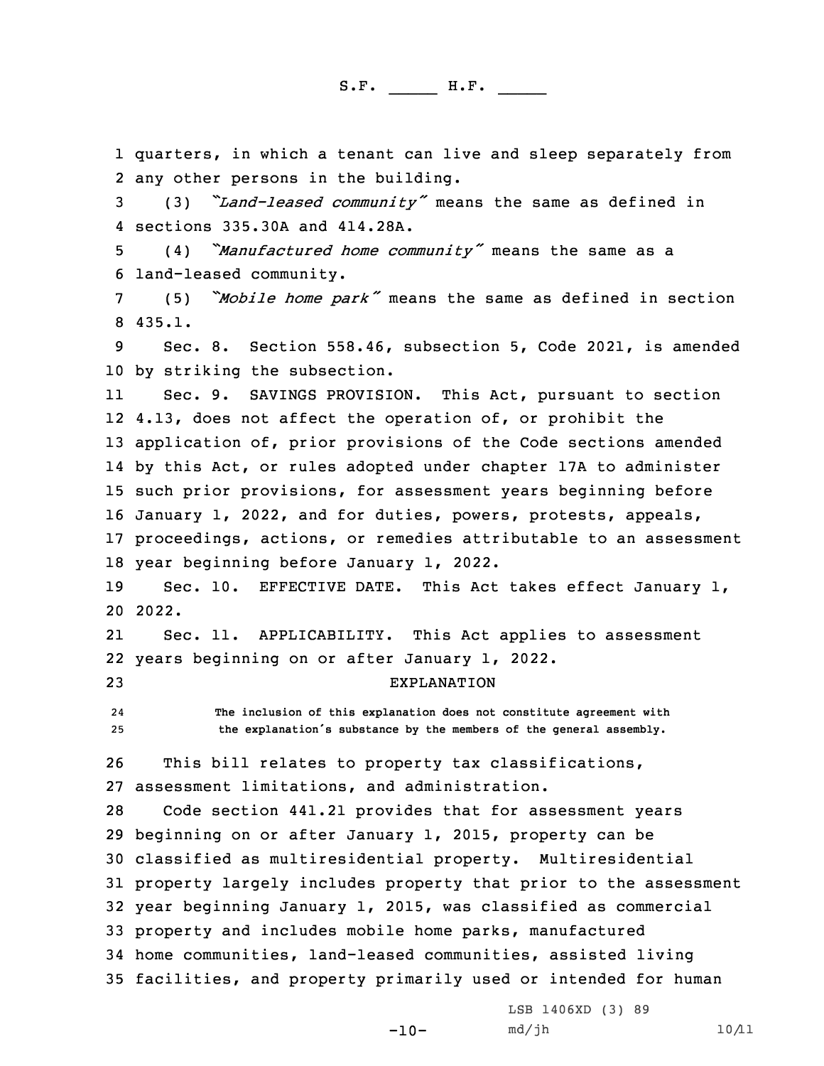quarters, in which a tenant can live and sleep separately from any other persons in the building.

(3) *"Land-leased community"* means the same as defined in sections 335.30A and 414.28A.

(4) *"Manufactured home community"* means the same as a land-leased community.

(5) *"Mobile home park"* means the same as defined in section 435.1.

Sec. 8. Section 558.46, subsection 5, Code 2021, is amended by striking the subsection.

Sec. 9. SAVINGS PROVISION. This Act, pursuant to section 4.13, does not affect the operation of, or prohibit the application of, prior provisions of the Code sections amended by this Act, or rules adopted under chapter 17A to administer such prior provisions, for assessment years beginning before January 1, 2022, and for duties, powers, protests, appeals, proceedings, actions, or remedies attributable to an assessment year beginning before January 1, 2022.

Sec. 10. EFFECTIVE DATE. This Act takes effect January 1, 2022.

Sec. 11. APPLICABILITY. This Act applies to assessment years beginning on or after January 1, 2022.

EXPLANATION

The inclusion of this explanation does not constitute agreement with the explanation's substance by the members of the general assembly.

This bill relates to property tax classifications, assessment limitations, and administration.

Code section 441.21 provides that for assessment years beginning on or after January 1, 2015, property can be classified as multiresidential property. Multiresidential property largely includes property that prior to the assessment year beginning January 1, 2015, was classified as commercial property and includes mobile home parks, manufactured home communities, land-leased communities, assisted living facilities, and property primarily used or intended for human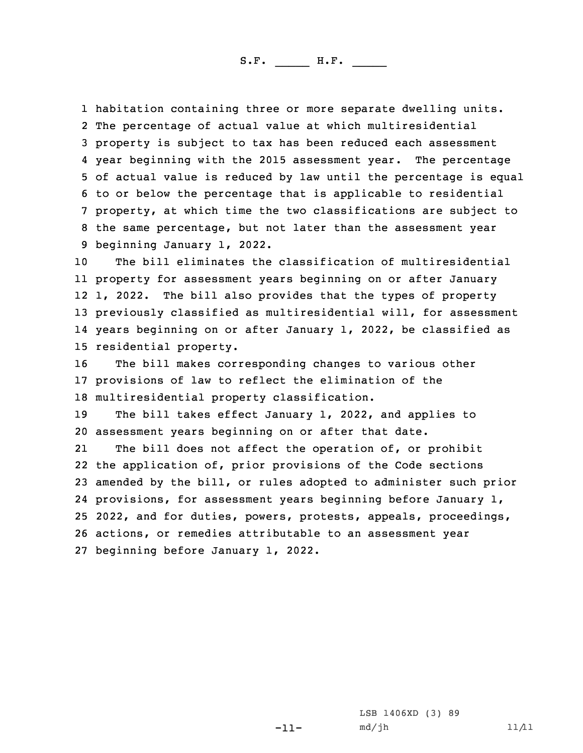habitation containing three or more separate dwelling units. The percentage of actual value at which multiresidential property is subject to tax has been reduced each assessment year beginning with the 2015 assessment year. The percentage of actual value is reduced by law until the percentage is equal to or below the percentage that is applicable to residential property, at which time the two classifications are subject to the same percentage, but not later than the assessment year beginning January 1, 2022.

The bill eliminates the classification of multiresidential property for assessment years beginning on or after January 1, 2022. The bill also provides that the types of property previously classified as multiresidential will, for assessment years beginning on or after January 1, 2022, be classified as residential property.

The bill makes corresponding changes to various other provisions of law to reflect the elimination of the multiresidential property classification.

The bill takes effect January 1, 2022, and applies to assessment years beginning on or after that date.

The bill does not affect the operation of, or prohibit the application of, prior provisions of the Code sections amended by the bill, or rules adopted to administer such prior provisions, for assessment years beginning before January 1, 2022, and for duties, powers, protests, appeals, proceedings, actions, or remedies attributable to an assessment year beginning before January 1, 2022.